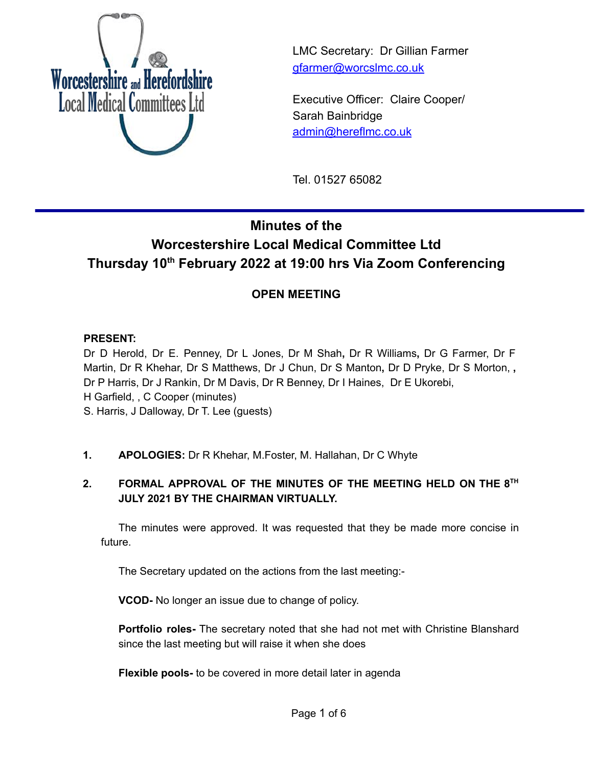Worcestershire and Herefordshire Local Medical Committees Ltd

LMC Secretary: Dr Gillian Farmer
gfarmer@worcslmc.co.uk

Executive Officer: Claire Cooper/
Sarah Bainbridge
admin@hereflmc.co.uk

Tel. 01527 65082

# Minutes of the Worcestershire Local Medical Committee Ltd Thursday 10th February 2022 at 19:00 hrs Via Zoom Conferencing

## OPEN MEETING

**PRESENT:**
Dr D Herold, Dr E. Penney, Dr L Jones, Dr M Shah**,** Dr R Williams**,** Dr G Farmer, Dr F Martin, Dr R Khehar, Dr S Matthews, Dr J Chun, Dr S Manton**,** Dr D Pryke, Dr S Morton, **,** Dr P Harris, Dr J Rankin, Dr M Davis, Dr R Benney, Dr I Haines, Dr E Ukorebi,
H Garfield, , C Cooper (minutes)
S. Harris, J Dalloway, Dr T. Lee (guests)

1. **APOLOGIES:** Dr R Khehar, M.Foster, M. Hallahan, Dr C Whyte

2. **FORMAL APPROVAL OF THE MINUTES OF THE MEETING HELD ON THE 8TH JULY 2021 BY THE CHAIRMAN VIRTUALLY.**

   The minutes were approved. It was requested that they be made more concise in future.

   The Secretary updated on the actions from the last meeting:-

   **VCOD-** No longer an issue due to change of policy.

   **Portfolio roles-** The secretary noted that she had not met with Christine Blanshard since the last meeting but will raise it when she does

   **Flexible pools-** to be covered in more detail later in agenda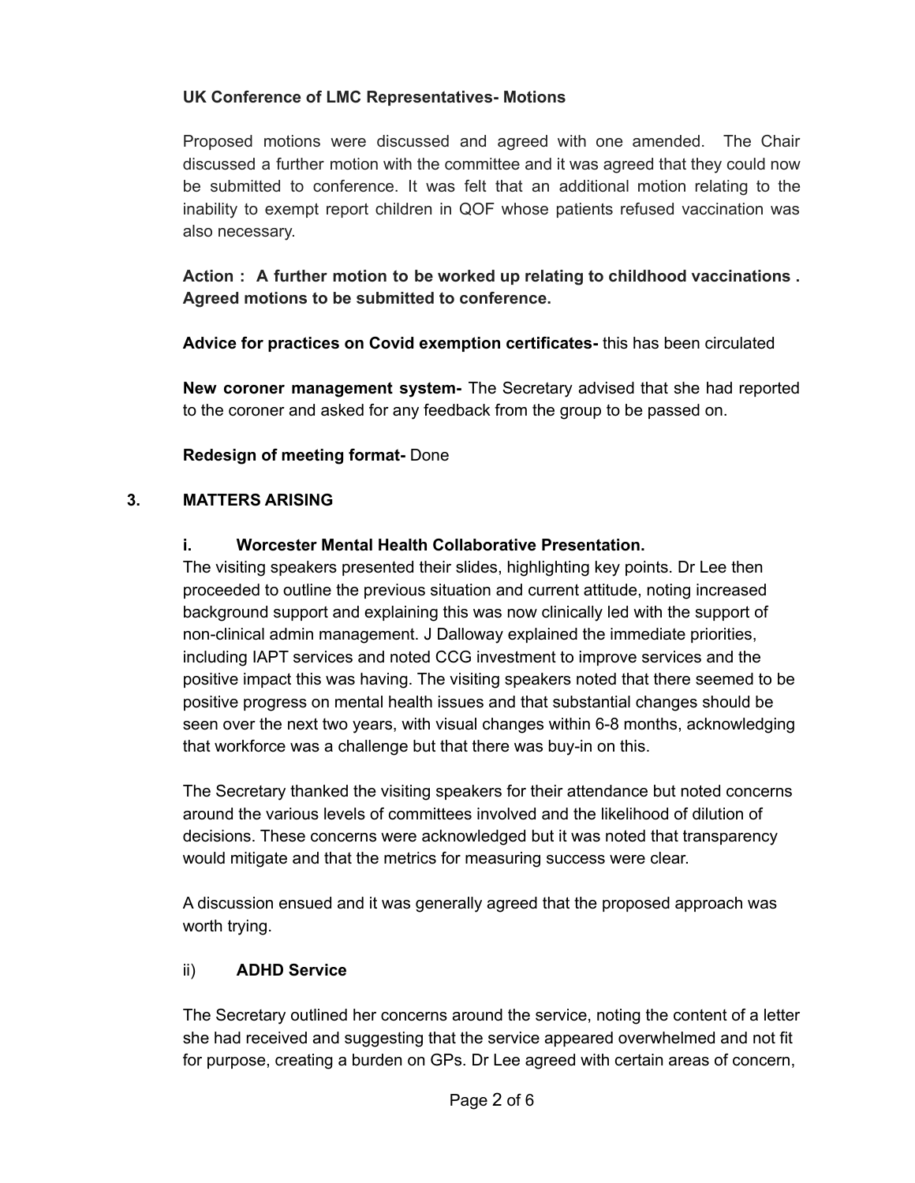**UK Conference of LMC Representatives- Motions**

Proposed motions were discussed and agreed with one amended. The Chair discussed a further motion with the committee and it was agreed that they could now be submitted to conference. It was felt that an additional motion relating to the inability to exempt report children in QOF whose patients refused vaccination was also necessary.

**Action : A further motion to be worked up relating to childhood vaccinations . Agreed motions to be submitted to conference.**

**Advice for practices on Covid exemption certificates-** this has been circulated

**New coroner management system-** The Secretary advised that she had reported to the coroner and asked for any feedback from the group to be passed on.

**Redesign of meeting format-** Done

## 3. MATTERS ARISING

### i. Worcester Mental Health Collaborative Presentation.

The visiting speakers presented their slides, highlighting key points. Dr Lee then proceeded to outline the previous situation and current attitude, noting increased background support and explaining this was now clinically led with the support of non-clinical admin management. J Dalloway explained the immediate priorities, including IAPT services and noted CCG investment to improve services and the positive impact this was having. The visiting speakers noted that there seemed to be positive progress on mental health issues and that substantial changes should be seen over the next two years, with visual changes within 6-8 months, acknowledging that workforce was a challenge but that there was buy-in on this.

The Secretary thanked the visiting speakers for their attendance but noted concerns around the various levels of committees involved and the likelihood of dilution of decisions. These concerns were acknowledged but it was noted that transparency would mitigate and that the metrics for measuring success were clear.

A discussion ensued and it was generally agreed that the proposed approach was worth trying.

### ii) ADHD Service

The Secretary outlined her concerns around the service, noting the content of a letter she had received and suggesting that the service appeared overwhelmed and not fit for purpose, creating a burden on GPs. Dr Lee agreed with certain areas of concern,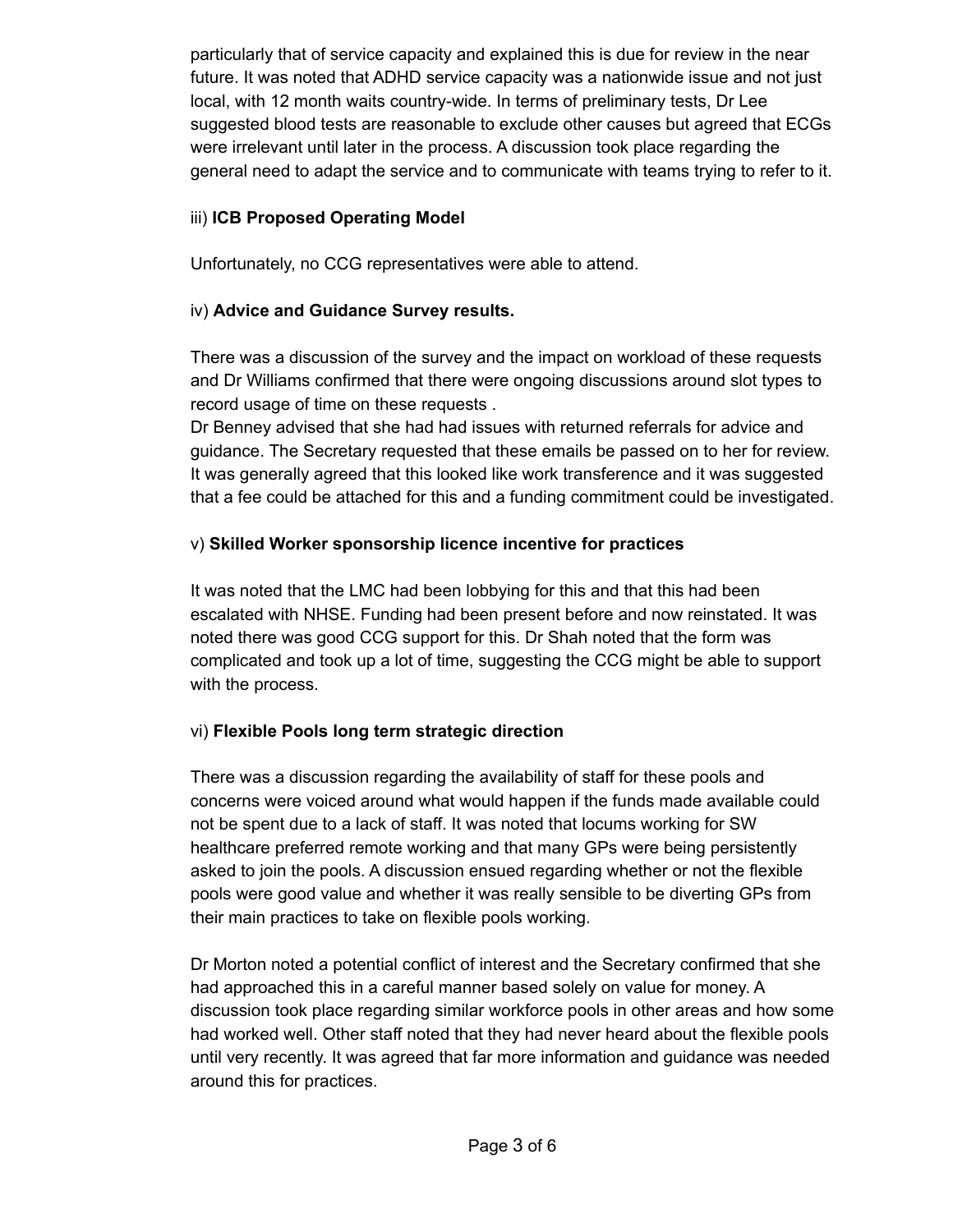particularly that of service capacity and explained this is due for review in the near future. It was noted that ADHD service capacity was a nationwide issue and not just local, with 12 month waits country-wide. In terms of preliminary tests, Dr Lee suggested blood tests are reasonable to exclude other causes but agreed that ECGs were irrelevant until later in the process. A discussion took place regarding the general need to adapt the service and to communicate with teams trying to refer to it.

iii) **ICB Proposed Operating Model**

Unfortunately, no CCG representatives were able to attend.

iv) **Advice and Guidance Survey results.**

There was a discussion of the survey and the impact on workload of these requests and Dr Williams confirmed that there were ongoing discussions around slot types to record usage of time on these requests .
Dr Benney advised that she had had issues with returned referrals for advice and guidance. The Secretary requested that these emails be passed on to her for review. It was generally agreed that this looked like work transference and it was suggested that a fee could be attached for this and a funding commitment could be investigated.

v) **Skilled Worker sponsorship licence incentive for practices**

It was noted that the LMC had been lobbying for this and that this had been escalated with NHSE. Funding had been present before and now reinstated. It was noted there was good CCG support for this. Dr Shah noted that the form was complicated and took up a lot of time, suggesting the CCG might be able to support with the process.

vi) **Flexible Pools long term strategic direction**

There was a discussion regarding the availability of staff for these pools and concerns were voiced around what would happen if the funds made available could not be spent due to a lack of staff. It was noted that locums working for SW healthcare preferred remote working and that many GPs were being persistently asked to join the pools. A discussion ensued regarding whether or not the flexible pools were good value and whether it was really sensible to be diverting GPs from their main practices to take on flexible pools working.

Dr Morton noted a potential conflict of interest and the Secretary confirmed that she had approached this in a careful manner based solely on value for money. A discussion took place regarding similar workforce pools in other areas and how some had worked well. Other staff noted that they had never heard about the flexible pools until very recently. It was agreed that far more information and guidance was needed around this for practices.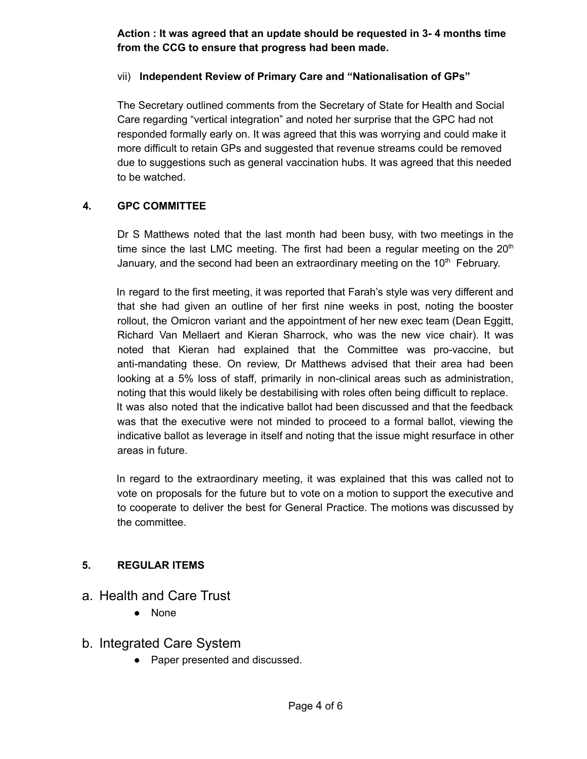**Action : It was agreed that an update should be requested in 3- 4 months time from the CCG to ensure that progress had been made.**

vii) **Independent Review of Primary Care and "Nationalisation of GPs"**

The Secretary outlined comments from the Secretary of State for Health and Social Care regarding "vertical integration" and noted her surprise that the GPC had not responded formally early on. It was agreed that this was worrying and could make it more difficult to retain GPs and suggested that revenue streams could be removed due to suggestions such as general vaccination hubs. It was agreed that this needed to be watched.

## 4. GPC COMMITTEE

Dr S Matthews noted that the last month had been busy, with two meetings in the time since the last LMC meeting. The first had been a regular meeting on the 20th January, and the second had been an extraordinary meeting on the 10th February.

In regard to the first meeting, it was reported that Farah's style was very different and that she had given an outline of her first nine weeks in post, noting the booster rollout, the Omicron variant and the appointment of her new exec team (Dean Eggitt, Richard Van Mellaert and Kieran Sharrock, who was the new vice chair). It was noted that Kieran had explained that the Committee was pro-vaccine, but anti-mandating these. On review, Dr Matthews advised that their area had been looking at a 5% loss of staff, primarily in non-clinical areas such as administration, noting that this would likely be destabilising with roles often being difficult to replace. It was also noted that the indicative ballot had been discussed and that the feedback was that the executive were not minded to proceed to a formal ballot, viewing the indicative ballot as leverage in itself and noting that the issue might resurface in other areas in future.

In regard to the extraordinary meeting, it was explained that this was called not to vote on proposals for the future but to vote on a motion to support the executive and to cooperate to deliver the best for General Practice. The motions was discussed by the committee.

## 5. REGULAR ITEMS

### a. Health and Care Trust

- None

### b. Integrated Care System

- Paper presented and discussed.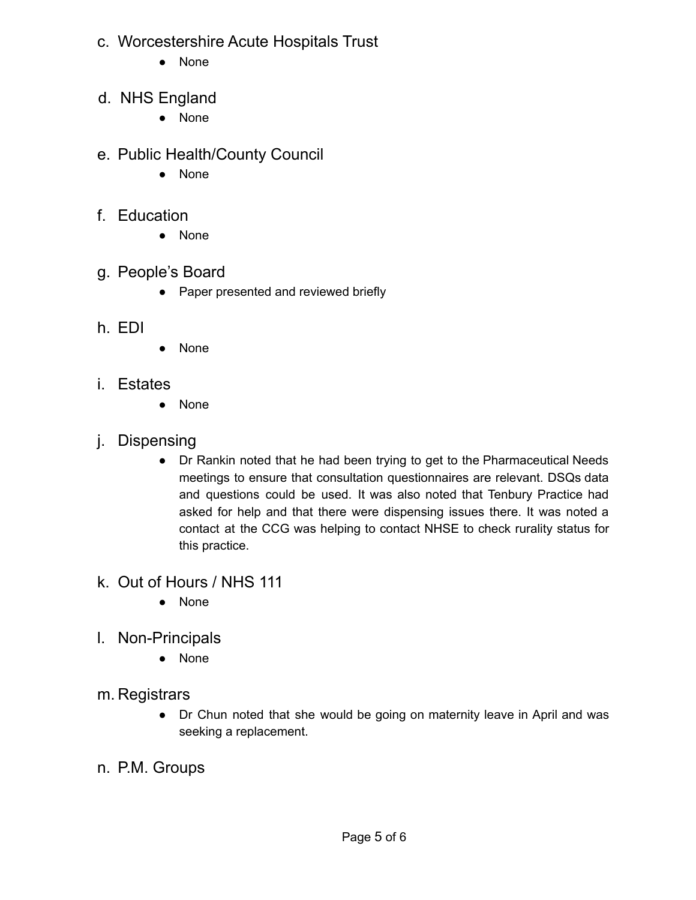c. Worcestershire Acute Hospitals Trust

- None

d. NHS England

- None

e. Public Health/County Council

- None

f. Education

- None

g. People's Board

- Paper presented and reviewed briefly

h. EDI

- None

i. Estates

- None

j. Dispensing

- Dr Rankin noted that he had been trying to get to the Pharmaceutical Needs meetings to ensure that consultation questionnaires are relevant. DSQs data and questions could be used. It was also noted that Tenbury Practice had asked for help and that there were dispensing issues there. It was noted a contact at the CCG was helping to contact NHSE to check rurality status for this practice.

k. Out of Hours / NHS 111

- None

l. Non-Principals

- None

m. Registrars

- Dr Chun noted that she would be going on maternity leave in April and was seeking a replacement.

n. P.M. Groups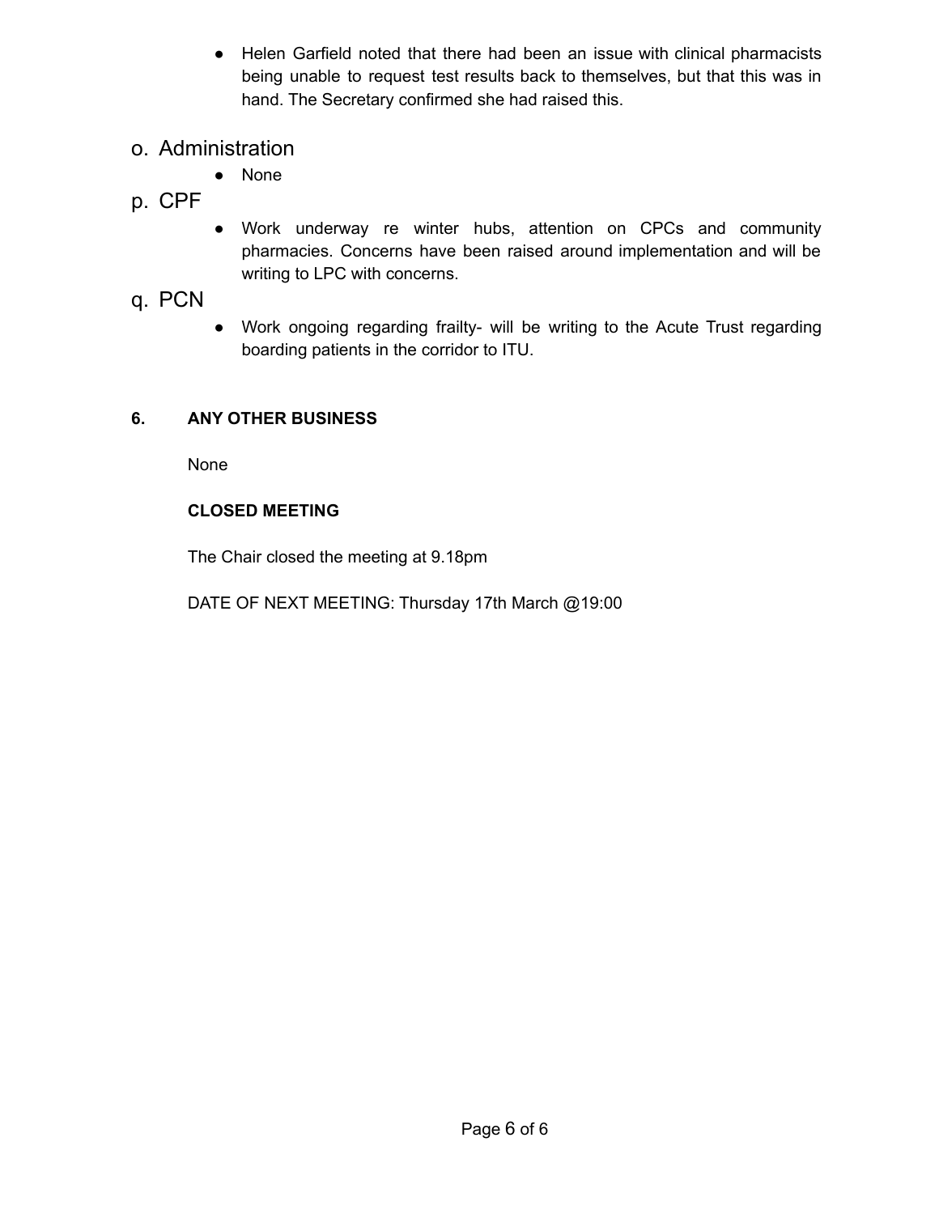- Helen Garfield noted that there had been an issue with clinical pharmacists being unable to request test results back to themselves, but that this was in hand. The Secretary confirmed she had raised this.

o. Administration

- None

p. CPF

- Work underway re winter hubs, attention on CPCs and community pharmacies. Concerns have been raised around implementation and will be writing to LPC with concerns.

q. PCN

- Work ongoing regarding frailty- will be writing to the Acute Trust regarding boarding patients in the corridor to ITU.

**6. ANY OTHER BUSINESS**

None

**CLOSED MEETING**

The Chair closed the meeting at 9.18pm

DATE OF NEXT MEETING: Thursday 17th March @19:00